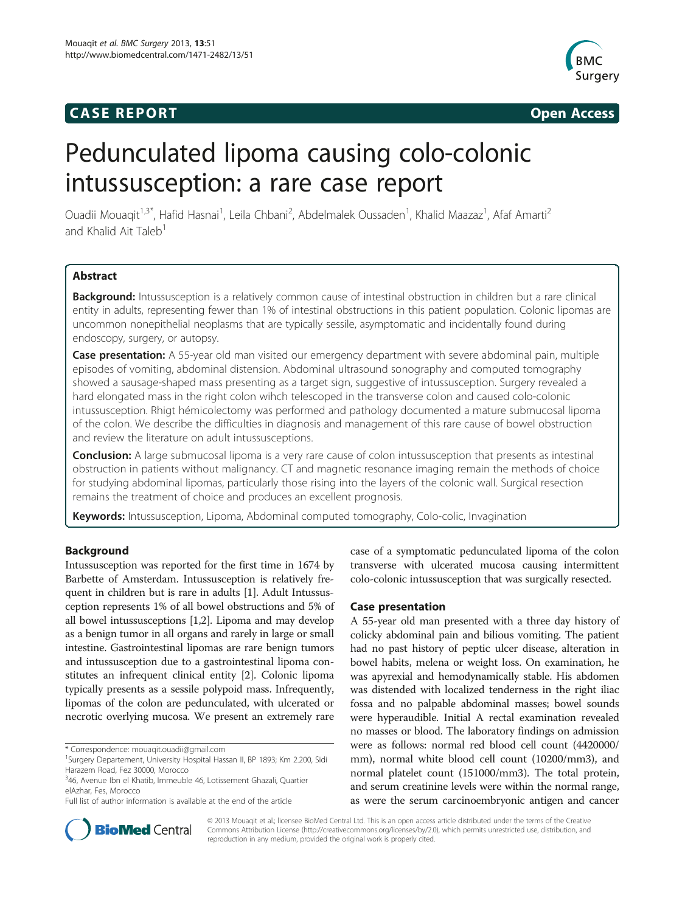**CASE REPORT** **Open Access**

# Pedunculated lipoma causing colo-colonic intussusception: a rare case report

Ouadii Mouaqit[1,3*], Hafid Hasnai[1], Leila Chbani[2], Abdelmalek Oussaden[1], Khalid Maazaz[1], Afaf Amarti[2] and Khalid Ait Taleb[1]

## Abstract

**Background:** Intussusception is a relatively common cause of intestinal obstruction in children but a rare clinical entity in adults, representing fewer than 1% of intestinal obstructions in this patient population. Colonic lipomas are uncommon nonepithelial neoplasms that are typically sessile, asymptomatic and incidentally found during endoscopy, surgery, or autopsy.

**Case presentation:** A 55-year old man visited our emergency department with severe abdominal pain, multiple episodes of vomiting, abdominal distension. Abdominal ultrasound sonography and computed tomography showed a sausage-shaped mass presenting as a target sign, suggestive of intussusception. Surgery revealed a hard elongated mass in the right colon wihch telescoped in the transverse colon and caused colo-colonic intussusception. Rhigt hémicolectomy was performed and pathology documented a mature submucosal lipoma of the colon. We describe the difficulties in diagnosis and management of this rare cause of bowel obstruction and review the literature on adult intussusceptions.

**Conclusion:** A large submucosal lipoma is a very rare cause of colon intussusception that presents as intestinal obstruction in patients without malignancy. CT and magnetic resonance imaging remain the methods of choice for studying abdominal lipomas, particularly those rising into the layers of the colonic wall. Surgical resection remains the treatment of choice and produces an excellent prognosis.

**Keywords:** Intussusception, Lipoma, Abdominal computed tomography, Colo-colic, Invagination

## Background

Intussusception was reported for the first time in 1674 by Barbette of Amsterdam. Intussusception is relatively frequent in children but is rare in adults [1]. Adult Intussusception represents 1% of all bowel obstructions and 5% of all bowel intussusceptions [1,2]. Lipoma and may develop as a benign tumor in all organs and rarely in large or small intestine. Gastrointestinal lipomas are rare benign tumors and intussusception due to a gastrointestinal lipoma constitutes an infrequent clinical entity [2]. Colonic lipoma typically presents as a sessile polypoid mass. Infrequently, lipomas of the colon are pedunculated, with ulcerated or necrotic overlying mucosa. We present an extremely rare case of a symptomatic pedunculated lipoma of the colon transverse with ulcerated mucosa causing intermittent colo-colonic intussusception that was surgically resected.

## Case presentation

A 55-year old man presented with a three day history of colicky abdominal pain and bilious vomiting. The patient had no past history of peptic ulcer disease, alteration in bowel habits, melena or weight loss. On examination, he was apyrexial and hemodynamically stable. His abdomen was distended with localized tenderness in the right iliac fossa and no palpable abdominal masses; bowel sounds were hyperaudible. Initial A rectal examination revealed no masses or blood. The laboratory findings on admission were as follows: normal red blood cell count (4420000/mm), normal white blood cell count (10200/mm3), and normal platelet count (151000/mm3). The total protein, and serum creatinine levels were within the normal range, as were the serum carcinoembryonic antigen and cancer

\* Correspondence: mouaqit.ouadii@gmail.com
[1]Surgery Departement, University Hospital Hassan II, BP 1893; Km 2.200, Sidi Harazem Road, Fez 30000, Morocco
[3]46, Avenue Ibn el Khatib, Immeuble 46, Lotissement Ghazali, Quartier elAzhar, Fes, Morocco
Full list of author information is available at the end of the article

© 2013 Mouaqit et al.; licensee BioMed Central Ltd. This is an open access article distributed under the terms of the Creative Commons Attribution License (http://creativecommons.org/licenses/by/2.0), which permits unrestricted use, distribution, and reproduction in any medium, provided the original work is properly cited.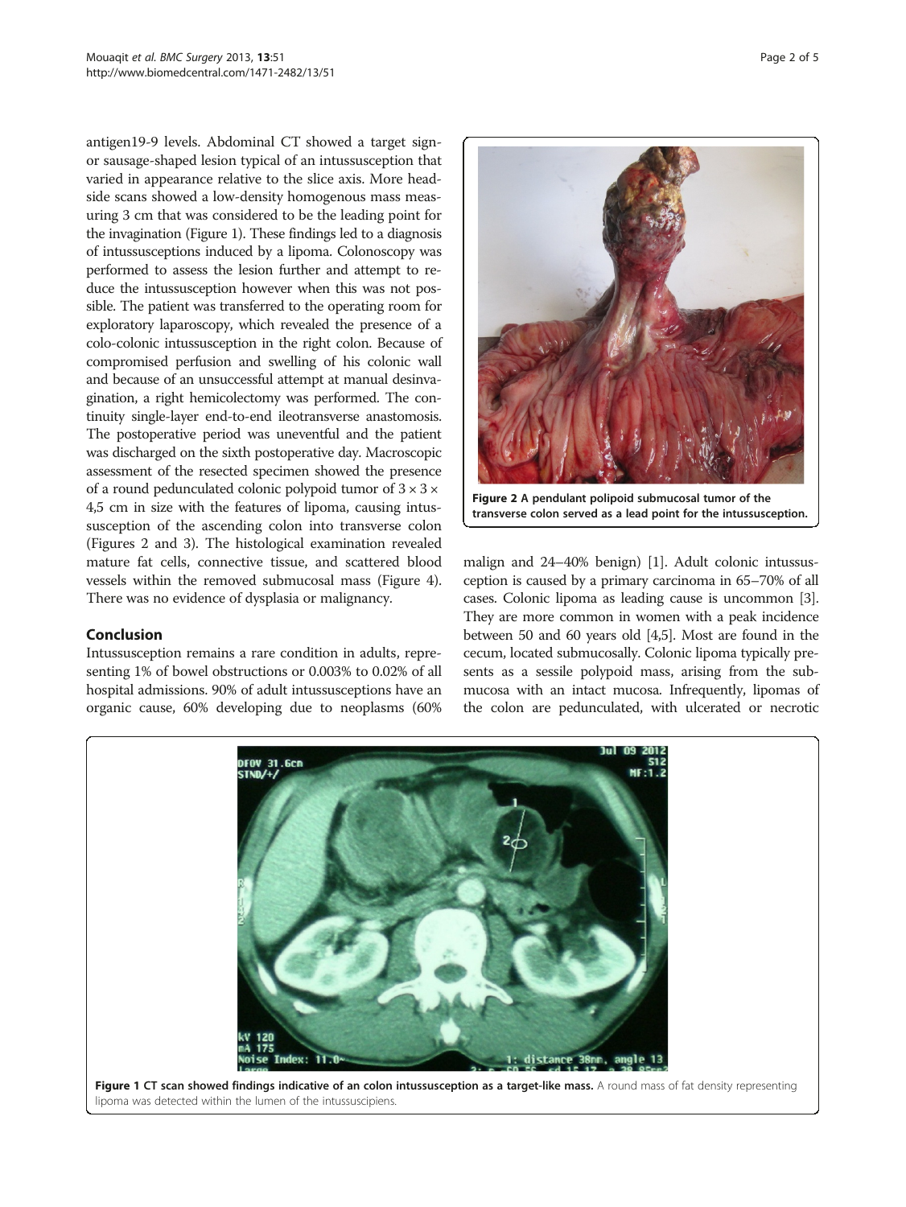antigen19-9 levels. Abdominal CT showed a target sign- or sausage-shaped lesion typical of an intussusception that varied in appearance relative to the slice axis. More head-side scans showed a low-density homogenous mass measuring 3 cm that was considered to be the leading point for the invagination (Figure 1). These findings led to a diagnosis of intussusceptions induced by a lipoma. Colonoscopy was performed to assess the lesion further and attempt to reduce the intussusception however when this was not possible. The patient was transferred to the operating room for exploratory laparoscopy, which revealed the presence of a colo-colonic intussusception in the right colon. Because of compromised perfusion and swelling of his colonic wall and because of an unsuccessful attempt at manual desinvagination, a right hemicolectomy was performed. The continuity single-layer end-to-end ileotransverse anastomosis. The postoperative period was uneventful and the patient was discharged on the sixth postoperative day. Macroscopic assessment of the resected specimen showed the presence of a round pedunculated colonic polypoid tumor of 3 × 3 × 4,5 cm in size with the features of lipoma, causing intussusception of the ascending colon into transverse colon (Figures 2 and 3). The histological examination revealed mature fat cells, connective tissue, and scattered blood vessels within the removed submucosal mass (Figure 4). There was no evidence of dysplasia or malignancy.

## Conclusion

Intussusception remains a rare condition in adults, representing 1% of bowel obstructions or 0.003% to 0.02% of all hospital admissions. 90% of adult intussusceptions have an organic cause, 60% developing due to neoplasms (60% malign and 24–40% benign) [1]. Adult colonic intussusception is caused by a primary carcinoma in 65–70% of all cases. Colonic lipoma as leading cause is uncommon [3]. They are more common in women with a peak incidence between 50 and 60 years old [4,5]. Most are found in the cecum, located submucosally. Colonic lipoma typically presents as a sessile polypoid mass, arising from the submucosa with an intact mucosa. Infrequently, lipomas of the colon are pedunculated, with ulcerated or necrotic

**Figure 2 A pendulant polipoid submucosal tumor of the transverse colon served as a lead point for the intussusception.**

**Figure 1 CT scan showed findings indicative of an colon intussusception as a target-like mass.** A round mass of fat density representing lipoma was detected within the lumen of the intussuscipiens.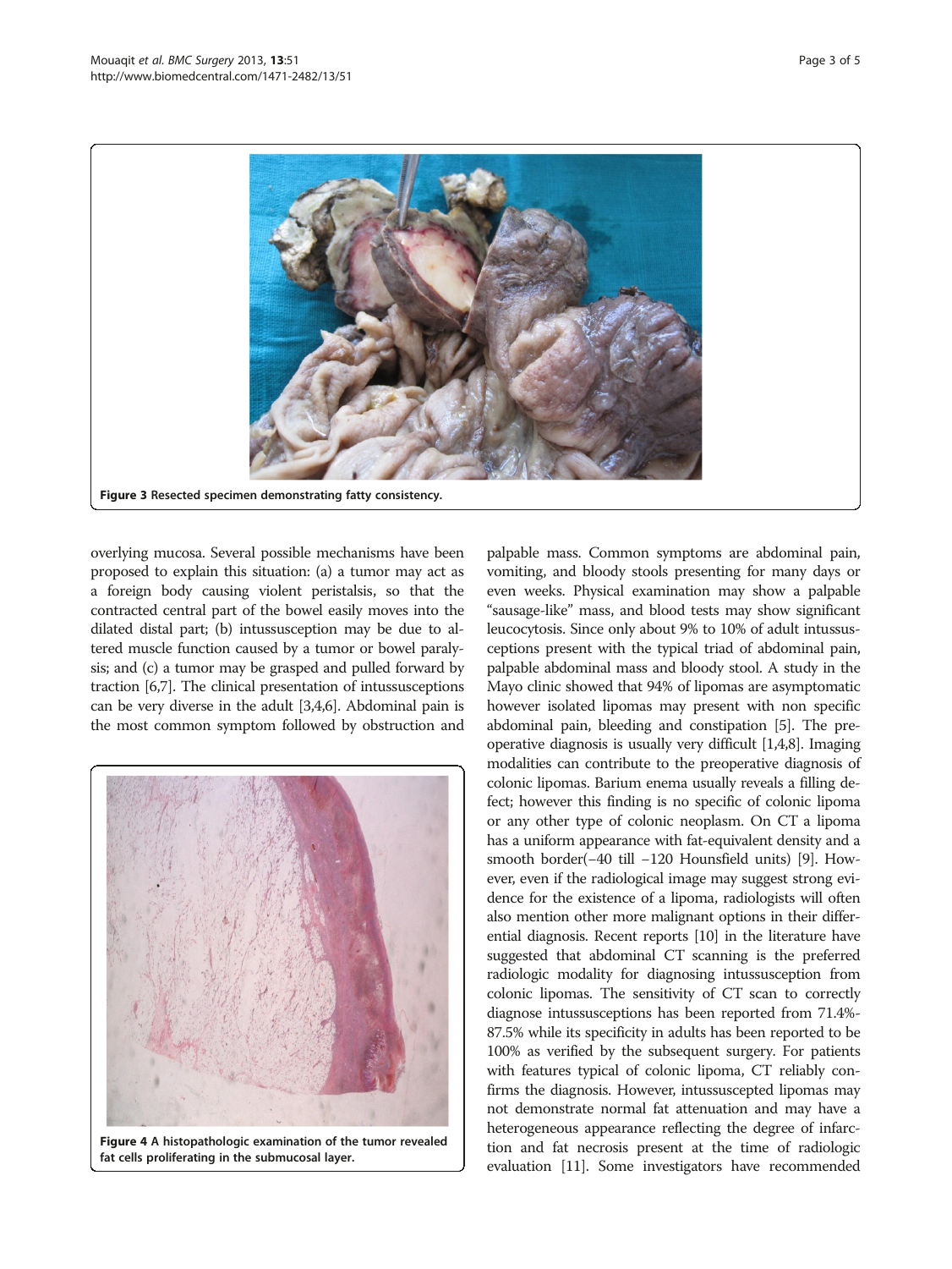Figure 3 Resected specimen demonstrating fatty consistency.

overlying mucosa. Several possible mechanisms have been proposed to explain this situation: (a) a tumor may act as a foreign body causing violent peristalsis, so that the contracted central part of the bowel easily moves into the dilated distal part; (b) intussusception may be due to altered muscle function caused by a tumor or bowel paralysis; and (c) a tumor may be grasped and pulled forward by traction [6,7]. The clinical presentation of intussusceptions can be very diverse in the adult [3,4,6]. Abdominal pain is the most common symptom followed by obstruction and palpable mass. Common symptoms are abdominal pain, vomiting, and bloody stools presenting for many days or even weeks. Physical examination may show a palpable "sausage-like" mass, and blood tests may show significant leucocytosis. Since only about 9% to 10% of adult intussusceptions present with the typical triad of abdominal pain, palpable abdominal mass and bloody stool. A study in the Mayo clinic showed that 94% of lipomas are asymptomatic however isolated lipomas may present with non specific abdominal pain, bleeding and constipation [5]. The preoperative diagnosis is usually very difficult [1,4,8]. Imaging modalities can contribute to the preoperative diagnosis of colonic lipomas. Barium enema usually reveals a filling defect; however this finding is no specific of colonic lipoma or any other type of colonic neoplasm. On CT a lipoma has a uniform appearance with fat-equivalent density and a smooth border(−40 till −120 Hounsfield units) [9]. However, even if the radiological image may suggest strong evidence for the existence of a lipoma, radiologists will often also mention other more malignant options in their differential diagnosis. Recent reports [10] in the literature have suggested that abdominal CT scanning is the preferred radiologic modality for diagnosing intussusception from colonic lipomas. The sensitivity of CT scan to correctly diagnose intussusceptions has been reported from 71.4%-87.5% while its specificity in adults has been reported to be 100% as verified by the subsequent surgery. For patients with features typical of colonic lipoma, CT reliably confirms the diagnosis. However, intussuscepted lipomas may not demonstrate normal fat attenuation and may have a heterogeneous appearance reflecting the degree of infarction and fat necrosis present at the time of radiologic evaluation [11]. Some investigators have recommended

Figure 4 A histopathologic examination of the tumor revealed fat cells proliferating in the submucosal layer.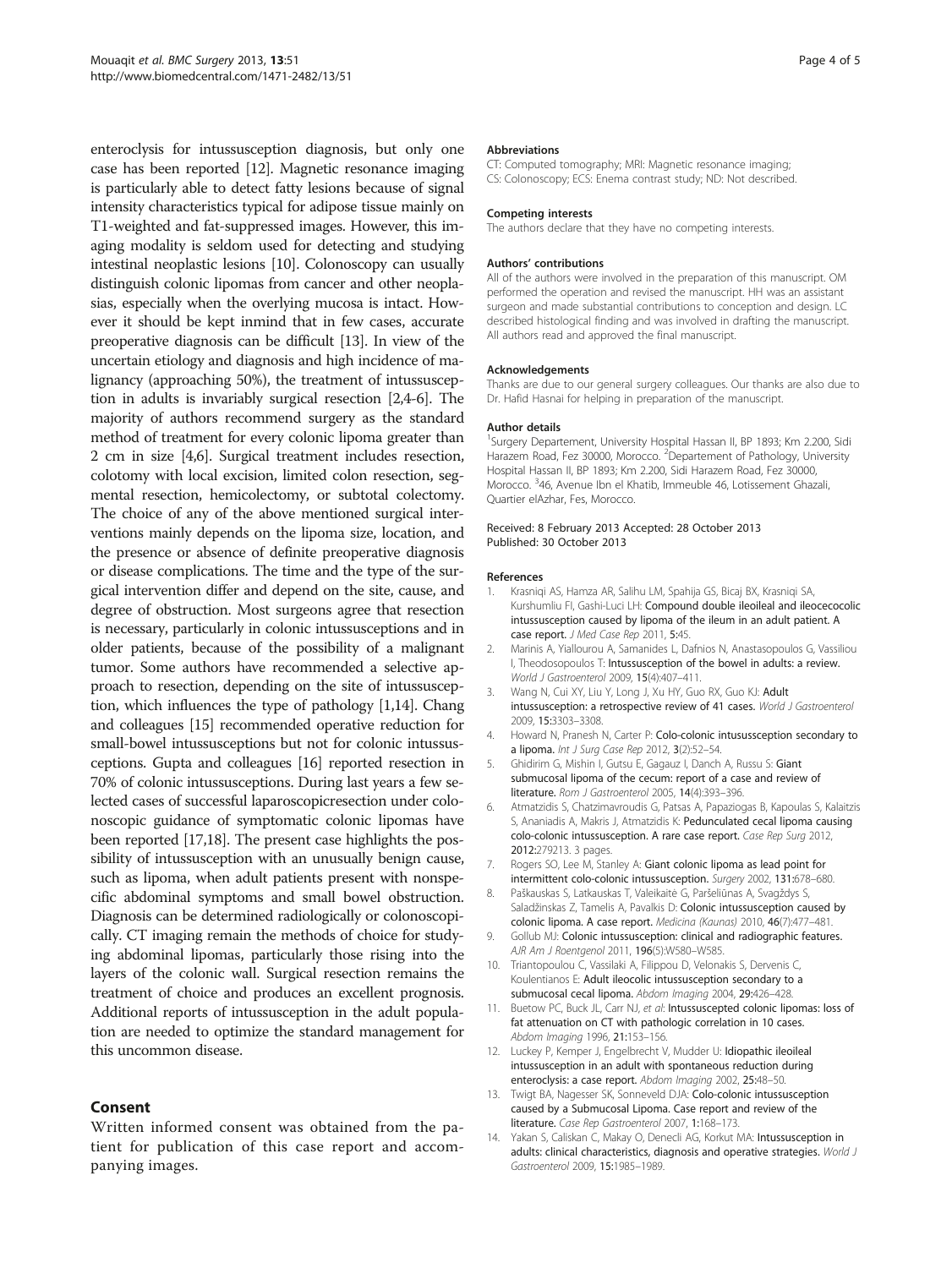enteroclysis for intussusception diagnosis, but only one case has been reported [12]. Magnetic resonance imaging is particularly able to detect fatty lesions because of signal intensity characteristics typical for adipose tissue mainly on T1-weighted and fat-suppressed images. However, this imaging modality is seldom used for detecting and studying intestinal neoplastic lesions [10]. Colonoscopy can usually distinguish colonic lipomas from cancer and other neoplasias, especially when the overlying mucosa is intact. However it should be kept inmind that in few cases, accurate preoperative diagnosis can be difficult [13]. In view of the uncertain etiology and diagnosis and high incidence of malignancy (approaching 50%), the treatment of intussusception in adults is invariably surgical resection [2,4-6]. The majority of authors recommend surgery as the standard method of treatment for every colonic lipoma greater than 2 cm in size [4,6]. Surgical treatment includes resection, colotomy with local excision, limited colon resection, segmental resection, hemicolectomy, or subtotal colectomy. The choice of any of the above mentioned surgical interventions mainly depends on the lipoma size, location, and the presence or absence of definite preoperative diagnosis or disease complications. The time and the type of the surgical intervention differ and depend on the site, cause, and degree of obstruction. Most surgeons agree that resection is necessary, particularly in colonic intussusceptions and in older patients, because of the possibility of a malignant tumor. Some authors have recommended a selective approach to resection, depending on the site of intussusception, which influences the type of pathology [1,14]. Chang and colleagues [15] recommended operative reduction for small-bowel intussusceptions but not for colonic intussusceptions. Gupta and colleagues [16] reported resection in 70% of colonic intussusceptions. During last years a few selected cases of successful laparoscopicresection under colonoscopic guidance of symptomatic colonic lipomas have been reported [17,18]. The present case highlights the possibility of intussusception with an unusually benign cause, such as lipoma, when adult patients present with nonspecific abdominal symptoms and small bowel obstruction. Diagnosis can be determined radiologically or colonoscopically. CT imaging remain the methods of choice for studying abdominal lipomas, particularly those rising into the layers of the colonic wall. Surgical resection remains the treatment of choice and produces an excellent prognosis. Additional reports of intussusception in the adult population are needed to optimize the standard management for this uncommon disease.

## Consent

Written informed consent was obtained from the patient for publication of this case report and accompanying images.

#### Abbreviations

CT: Computed tomography; MRI: Magnetic resonance imaging; CS: Colonoscopy; ECS: Enema contrast study; ND: Not described.

#### Competing interests

The authors declare that they have no competing interests.

#### Authors' contributions

All of the authors were involved in the preparation of this manuscript. OM performed the operation and revised the manuscript. HH was an assistant surgeon and made substantial contributions to conception and design. LC described histological finding and was involved in drafting the manuscript. All authors read and approved the final manuscript.

#### Acknowledgements

Thanks are due to our general surgery colleagues. Our thanks are also due to Dr. Hafid Hasnai for helping in preparation of the manuscript.

#### Author details

[1]Surgery Departement, University Hospital Hassan II, BP 1893; Km 2.200, Sidi Harazem Road, Fez 30000, Morocco. [2]Departement of Pathology, University Hospital Hassan II, BP 1893; Km 2.200, Sidi Harazem Road, Fez 30000, Morocco. [3]46, Avenue Ibn el Khatib, Immeuble 46, Lotissement Ghazali, Quartier elAzhar, Fes, Morocco.

Received: 8 February 2013 Accepted: 28 October 2013
Published: 30 October 2013

#### References

1. Krasniqi AS, Hamza AR, Salihu LM, Spahija GS, Bicaj BX, Krasniqi SA, Kurshumliu FI, Gashi-Luci LH: **Compound double ileoileal and ileocecocolic intussusception caused by lipoma of the ileum in an adult patient. A case report.** *J Med Case Rep* 2011, **5:**45.
2. Marinis A, Yiallourou A, Samanides L, Dafnios N, Anastasopoulos G, Vassiliou I, Theodosopoulos T: **Intussusception of the bowel in adults: a review.** *World J Gastroenterol* 2009, **15**(4):407–411.
3. Wang N, Cui XY, Liu Y, Long J, Xu HY, Guo RX, Guo KJ: **Adult intussusception: a retrospective review of 41 cases.** *World J Gastroenterol* 2009, **15:**3303–3308.
4. Howard N, Pranesh N, Carter P: **Colo-colonic intusussception secondary to a lipoma.** *Int J Surg Case Rep* 2012, **3**(2):52–54.
5. Ghidirim G, Mishin I, Gutsu E, Gagauz I, Danch A, Russu S: **Giant submucosal lipoma of the cecum: report of a case and review of literature.** *Rom J Gastroenterol* 2005, **14**(4):393–396.
6. Atmatzidis S, Chatzimavroudis G, Patsas A, Papaziogas B, Kapoulas S, Kalaitzis S, Ananiadis A, Makris J, Atmatzidis K: **Pedunculated cecal lipoma causing colo-colonic intussusception. A rare case report.** *Case Rep Surg* 2012, **2012:**279213. 3 pages.
7. Rogers SO, Lee M, Stanley A: **Giant colonic lipoma as lead point for intermittent colo-colonic intussusception.** *Surgery* 2002, **131:**678–680.
8. Paškauskas S, Latkauskas T, Valeikaitė G, Paršeliūnas A, Svagždys S, Saladžinskas Z, Tamelis A, Pavalkis D: **Colonic intussusception caused by colonic lipoma. A case report.** *Medicina (Kaunas)* 2010, **46**(7):477–481.
9. Gollub MJ: **Colonic intussusception: clinical and radiographic features.** *AJR Am J Roentgenol* 2011, **196**(5):W580–W585.
10. Triantopoulou C, Vassilaki A, Filippou D, Velonakis S, Dervenis C, Koulentianos E: **Adult ileocolic intussusception secondary to a submucosal cecal lipoma.** *Abdom Imaging* 2004, **29:**426–428.
11. Buetow PC, Buck JL, Carr NJ, *et al*: **Intussuscepted colonic lipomas: loss of fat attenuation on CT with pathologic correlation in 10 cases.** *Abdom Imaging* 1996, **21:**153–156.
12. Luckey P, Kemper J, Engelbrecht V, Mudder U: **Idiopathic ileoileal intussusception in an adult with spontaneous reduction during enteroclysis: a case report.** *Abdom Imaging* 2002, **25:**48–50.
13. Twigt BA, Nagesser SK, Sonneveld DJA: **Colo-colonic intussusception caused by a Submucosal Lipoma. Case report and review of the literature.** *Case Rep Gastroenterol* 2007, **1:**168–173.
14. Yakan S, Caliskan C, Makay O, Denecli AG, Korkut MA: **Intussusception in adults: clinical characteristics, diagnosis and operative strategies.** *World J Gastroenterol* 2009, **15:**1985–1989.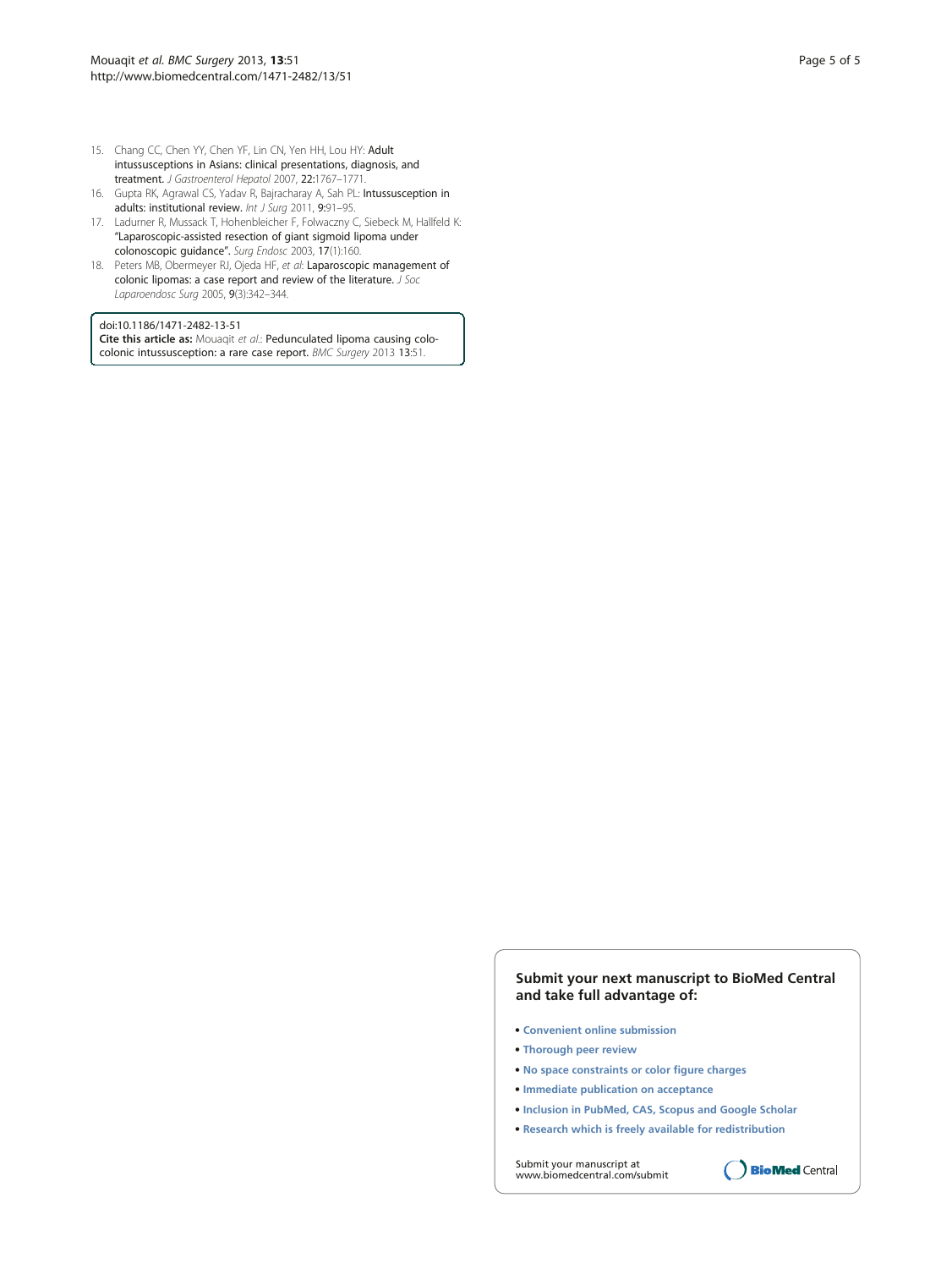15. Chang CC, Chen YY, Chen YF, Lin CN, Yen HH, Lou HY: **Adult intussusceptions in Asians: clinical presentations, diagnosis, and treatment.** *J Gastroenterol Hepatol* 2007, **22:**1767–1771.
16. Gupta RK, Agrawal CS, Yadav R, Bajracharay A, Sah PL: **Intussusception in adults: institutional review.** *Int J Surg* 2011, **9:**91–95.
17. Ladurner R, Mussack T, Hohenbleicher F, Folwaczny C, Siebeck M, Hallfeld K: **"Laparoscopic-assisted resection of giant sigmoid lipoma under colonoscopic guidance".** *Surg Endosc* 2003, **17**(1):160.
18. Peters MB, Obermeyer RJ, Ojeda HF, *et al*: **Laparoscopic management of colonic lipomas: a case report and review of the literature.** *J Soc Laparoendosc Surg* 2005, **9**(3):342–344.

doi:10.1186/1471-2482-13-51

**Cite this article as:** Mouaqit *et al.*: Pedunculated lipoma causing colo-colonic intussusception: a rare case report. *BMC Surgery* 2013 **13**:51.

**Submit your next manuscript to BioMed Central and take full advantage of:**

- **Convenient online submission**
- **Thorough peer review**
- **No space constraints or color figure charges**
- **Immediate publication on acceptance**
- **Inclusion in PubMed, CAS, Scopus and Google Scholar**
- **Research which is freely available for redistribution**

Submit your manuscript at
www.biomedcentral.com/submit

BioMed Central